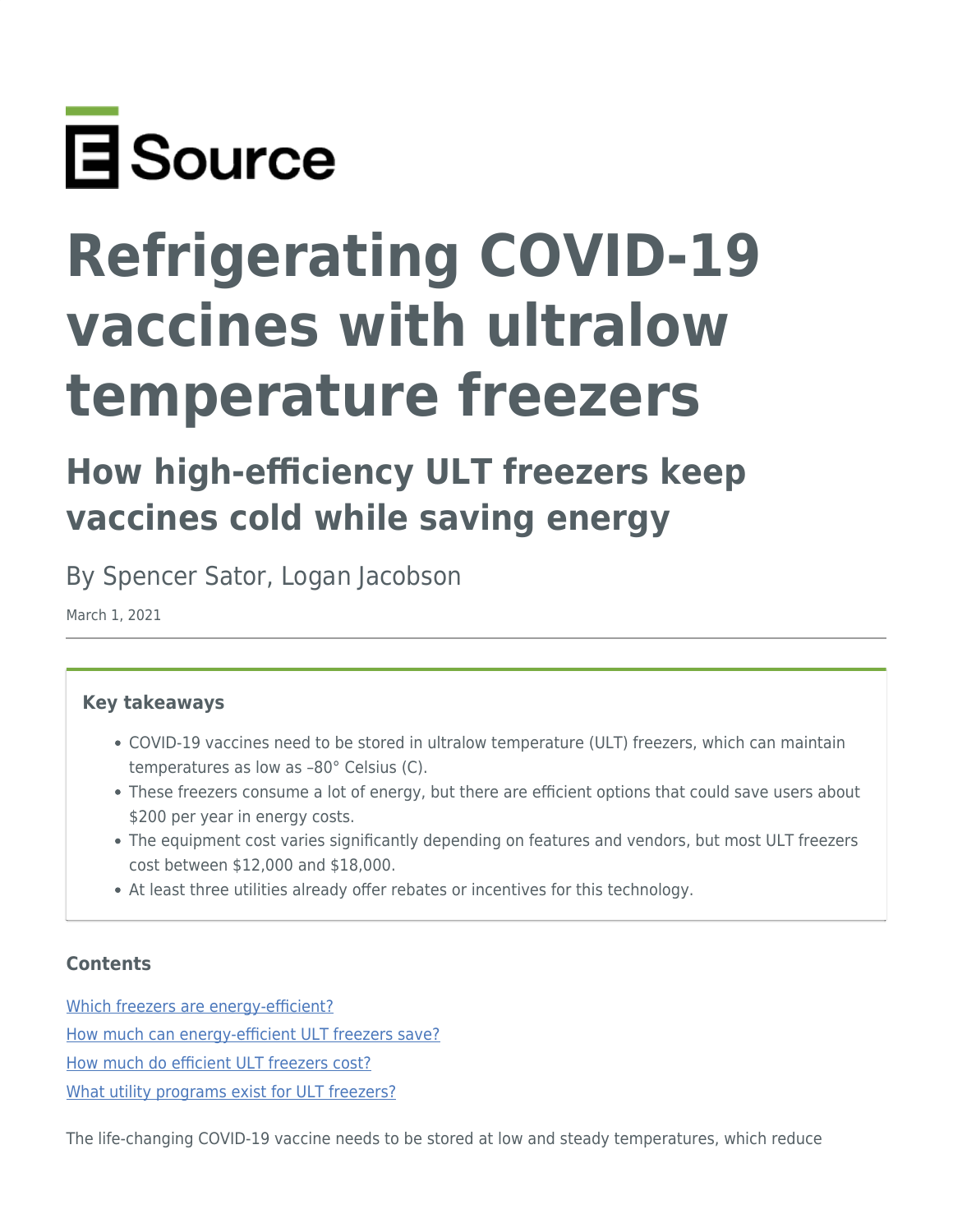E Source

# Refrigerating COVID-19 vaccines with ultralow temperature freezers

## How high-efficiency ULT freezers keep vaccines cold while saving energy

By Spencer Sator, Logan Jacobson

March 1, 2021

---

**Key takeaways**

- COVID-19 vaccines need to be stored in ultralow temperature (ULT) freezers, which can maintain temperatures as low as –80° Celsius (C).
- These freezers consume a lot of energy, but there are efficient options that could save users about $200 per year in energy costs.
- The equipment cost varies significantly depending on features and vendors, but most ULT freezers cost between $12,000 and $18,000.
- At least three utilities already offer rebates or incentives for this technology.

**Contents**

[Which freezers are energy-efficient?](#)

[How much can energy-efficient ULT freezers save?](#)

[How much do efficient ULT freezers cost?](#)

[What utility programs exist for ULT freezers?](#)

The life-changing COVID-19 vaccine needs to be stored at low and steady temperatures, which reduce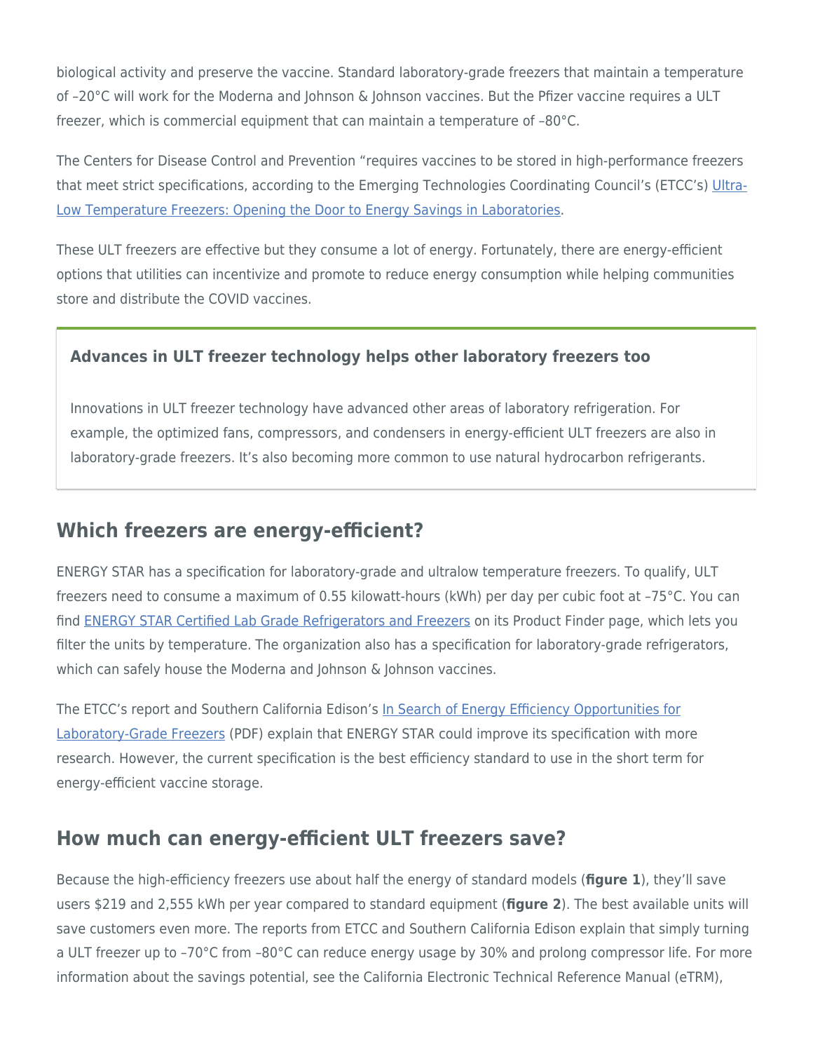biological activity and preserve the vaccine. Standard laboratory-grade freezers that maintain a temperature of –20°C will work for the Moderna and Johnson & Johnson vaccines. But the Pfizer vaccine requires a ULT freezer, which is commercial equipment that can maintain a temperature of –80°C.

The Centers for Disease Control and Prevention "requires vaccines to be stored in high-performance freezers that meet strict specifications, according to the Emerging Technologies Coordinating Council's (ETCC's) Ultra-Low Temperature Freezers: Opening the Door to Energy Savings in Laboratories.

These ULT freezers are effective but they consume a lot of energy. Fortunately, there are energy-efficient options that utilities can incentivize and promote to reduce energy consumption while helping communities store and distribute the COVID vaccines.

> **Advances in ULT freezer technology helps other laboratory freezers too**
>
> Innovations in ULT freezer technology have advanced other areas of laboratory refrigeration. For example, the optimized fans, compressors, and condensers in energy-efficient ULT freezers are also in laboratory-grade freezers. It's also becoming more common to use natural hydrocarbon refrigerants.

## Which freezers are energy-efficient?

ENERGY STAR has a specification for laboratory-grade and ultralow temperature freezers. To qualify, ULT freezers need to consume a maximum of 0.55 kilowatt-hours (kWh) per day per cubic foot at –75°C. You can find ENERGY STAR Certified Lab Grade Refrigerators and Freezers on its Product Finder page, which lets you filter the units by temperature. The organization also has a specification for laboratory-grade refrigerators, which can safely house the Moderna and Johnson & Johnson vaccines.

The ETCC's report and Southern California Edison's In Search of Energy Efficiency Opportunities for Laboratory-Grade Freezers (PDF) explain that ENERGY STAR could improve its specification with more research. However, the current specification is the best efficiency standard to use in the short term for energy-efficient vaccine storage.

## How much can energy-efficient ULT freezers save?

Because the high-efficiency freezers use about half the energy of standard models (**figure 1**), they'll save users $219 and 2,555 kWh per year compared to standard equipment (**figure 2**). The best available units will save customers even more. The reports from ETCC and Southern California Edison explain that simply turning a ULT freezer up to –70°C from –80°C can reduce energy usage by 30% and prolong compressor life. For more information about the savings potential, see the California Electronic Technical Reference Manual (eTRM),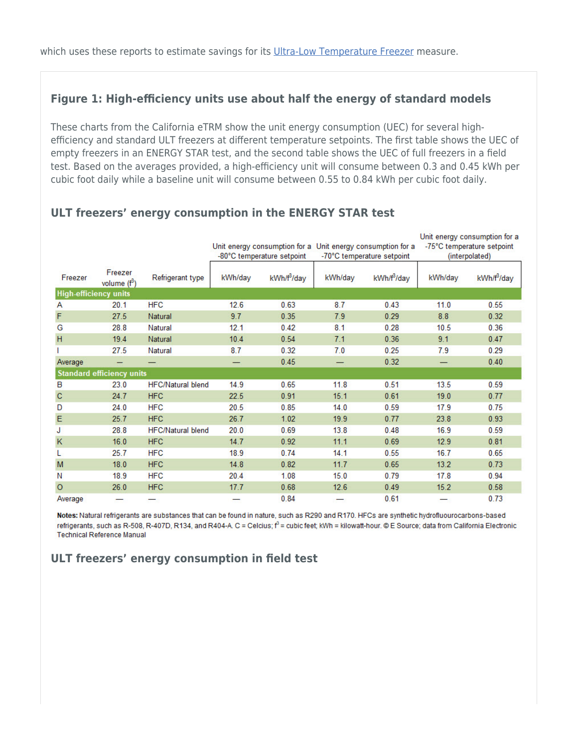which uses these reports to estimate savings for its Ultra-Low Temperature Freezer measure.

### Figure 1: High-efficiency units use about half the energy of standard models

These charts from the California eTRM show the unit energy consumption (UEC) for several high-efficiency and standard ULT freezers at different temperature setpoints. The first table shows the UEC of empty freezers in an ENERGY STAR test, and the second table shows the UEC of full freezers in a field test. Based on the averages provided, a high-efficiency unit will consume between 0.3 and 0.45 kWh per cubic foot daily while a baseline unit will consume between 0.55 to 0.84 kWh per cubic foot daily.

### ULT freezers' energy consumption in the ENERGY STAR test

| | | | Unit energy consumption for a -80°C temperature setpoint | | Unit energy consumption for a -70°C temperature setpoint | | Unit energy consumption for a -75°C temperature setpoint (interpolated) | |
|---|---|---|---|---|---|---|---|---|
| Freezer | Freezer volume ($f^3$) | Refrigerant type | kWh/day | kWh/$f^3$/day | kWh/day | kWh/$f^3$/day | kWh/day | kWh/$f^3$/day |
| **High-efficiency units** | | | | | | | | |
| A | 20.1 | HFC | 12.6 | 0.63 | 8.7 | 0.43 | 11.0 | 0.55 |
| F | 27.5 | Natural | 9.7 | 0.35 | 7.9 | 0.29 | 8.8 | 0.32 |
| G | 28.8 | Natural | 12.1 | 0.42 | 8.1 | 0.28 | 10.5 | 0.36 |
| H | 19.4 | Natural | 10.4 | 0.54 | 7.1 | 0.36 | 9.1 | 0.47 |
| I | 27.5 | Natural | 8.7 | 0.32 | 7.0 | 0.25 | 7.9 | 0.29 |
| Average | — | — | — | 0.45 | — | 0.32 | — | 0.40 |
| **Standard efficiency units** | | | | | | | | |
| B | 23.0 | HFC/Natural blend | 14.9 | 0.65 | 11.8 | 0.51 | 13.5 | 0.59 |
| C | 24.7 | HFC | 22.5 | 0.91 | 15.1 | 0.61 | 19.0 | 0.77 |
| D | 24.0 | HFC | 20.5 | 0.85 | 14.0 | 0.59 | 17.9 | 0.75 |
| E | 25.7 | HFC | 26.7 | 1.02 | 19.9 | 0.77 | 23.8 | 0.93 |
| J | 28.8 | HFC/Natural blend | 20.0 | 0.69 | 13.8 | 0.48 | 16.9 | 0.59 |
| K | 16.0 | HFC | 14.7 | 0.92 | 11.1 | 0.69 | 12.9 | 0.81 |
| L | 25.7 | HFC | 18.9 | 0.74 | 14.1 | 0.55 | 16.7 | 0.65 |
| M | 18.0 | HFC | 14.8 | 0.82 | 11.7 | 0.65 | 13.2 | 0.73 |
| N | 18.9 | HFC | 20.4 | 1.08 | 15.0 | 0.79 | 17.8 | 0.94 |
| O | 26.0 | HFC | 17.7 | 0.68 | 12.6 | 0.49 | 15.2 | 0.58 |
| Average | — | — | — | 0.84 | — | 0.61 | — | 0.73 |

**Notes:** Natural refrigerants are substances that can be found in nature, such as R290 and R170. HFCs are synthetic hydrofluourocarbons-based refrigerants, such as R-508, R-407D, R134, and R404-A. C = Celcius; $f^3$ = cubic feet; kWh = kilowatt-hour. © E Source; data from California Electronic Technical Reference Manual

### ULT freezers' energy consumption in field test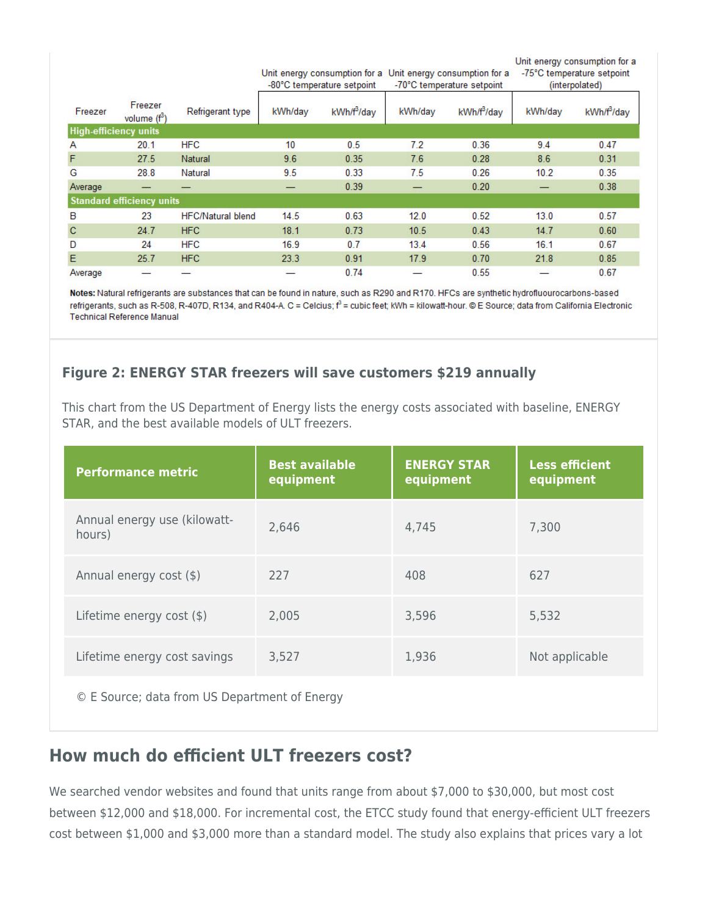| Freezer | Freezer volume ($f^3$) | Refrigerant type | Unit energy consumption for a -80°C temperature setpoint | | Unit energy consumption for a -70°C temperature setpoint | | Unit energy consumption for a -75°C temperature setpoint (interpolated) | |
|---|---|---|---|---|---|---|---|---|
| | | | kWh/day | kWh/$f^3$/day | kWh/day | kWh/$f^3$/day | kWh/day | kWh/$f^3$/day |
| **High-efficiency units** | | | | | | | | |
| A | 20.1 | HFC | 10 | 0.5 | 7.2 | 0.36 | 9.4 | 0.47 |
| F | 27.5 | Natural | 9.6 | 0.35 | 7.6 | 0.28 | 8.6 | 0.31 |
| G | 28.8 | Natural | 9.5 | 0.33 | 7.5 | 0.26 | 10.2 | 0.35 |
| Average | — | — | — | 0.39 | — | 0.20 | — | 0.38 |
| **Standard efficiency units** | | | | | | | | |
| B | 23 | HFC/Natural blend | 14.5 | 0.63 | 12.0 | 0.52 | 13.0 | 0.57 |
| C | 24.7 | HFC | 18.1 | 0.73 | 10.5 | 0.43 | 14.7 | 0.60 |
| D | 24 | HFC | 16.9 | 0.7 | 13.4 | 0.56 | 16.1 | 0.67 |
| E | 25.7 | HFC | 23.3 | 0.91 | 17.9 | 0.70 | 21.8 | 0.85 |
| Average | — | — | — | 0.74 | — | 0.55 | — | 0.67 |

**Notes:** Natural refrigerants are substances that can be found in nature, such as R290 and R170. HFCs are synthetic hydrofluourocarbons-based refrigerants, such as R-508, R-407D, R134, and R404-A. C = Celcius; $f^3$ = cubic feet; kWh = kilowatt-hour. © E Source; data from California Electronic Technical Reference Manual

### Figure 2: ENERGY STAR freezers will save customers $219 annually

This chart from the US Department of Energy lists the energy costs associated with baseline, ENERGY STAR, and the best available models of ULT freezers.

| Performance metric | Best available equipment | ENERGY STAR equipment | Less efficient equipment |
|---|---|---|---|
| Annual energy use (kilowatt-hours) | 2,646 | 4,745 | 7,300 |
| Annual energy cost ($) | 227 | 408 | 627 |
| Lifetime energy cost ($) | 2,005 | 3,596 | 5,532 |
| Lifetime energy cost savings | 3,527 | 1,936 | Not applicable |

© E Source; data from US Department of Energy

## How much do efficient ULT freezers cost?

We searched vendor websites and found that units range from about $7,000 to $30,000, but most cost between $12,000 and $18,000. For incremental cost, the ETCC study found that energy-efficient ULT freezers cost between $1,000 and $3,000 more than a standard model. The study also explains that prices vary a lot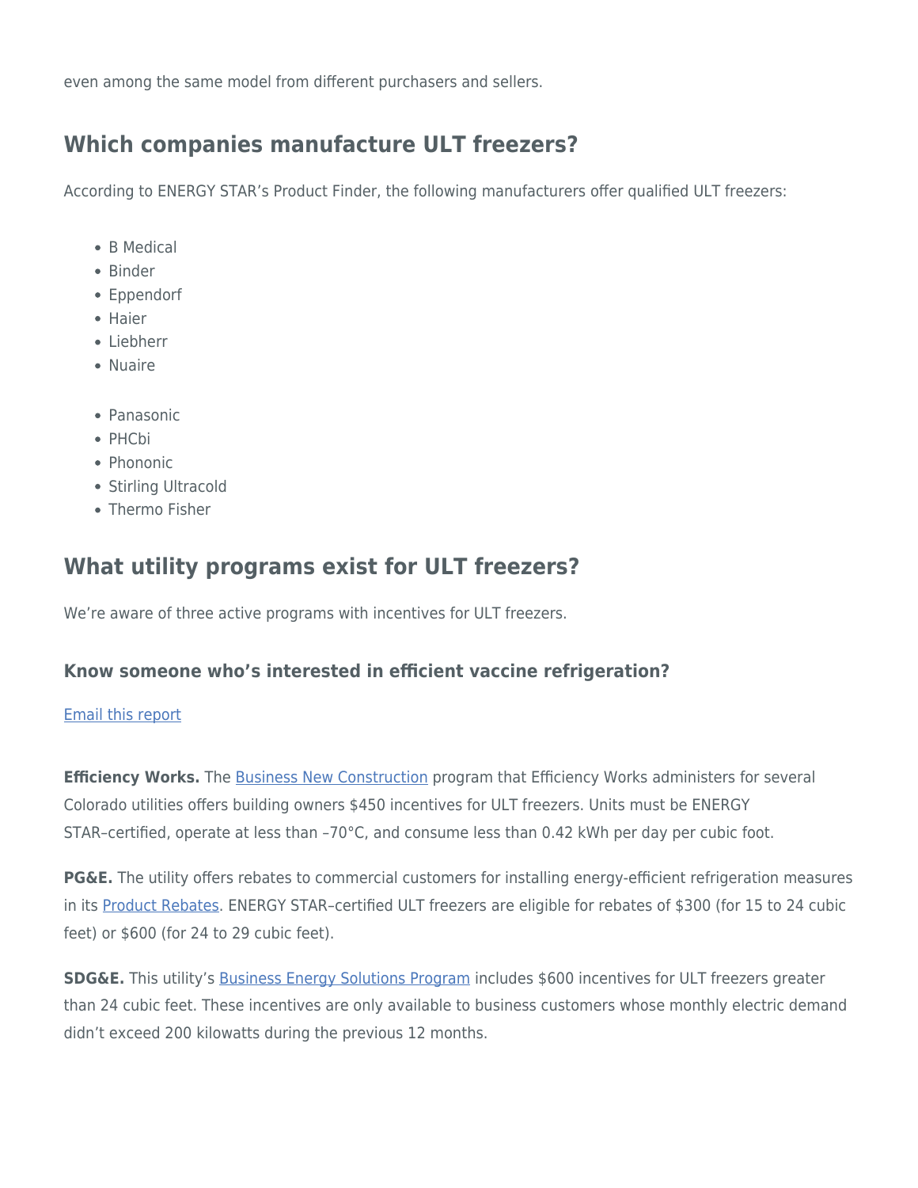even among the same model from different purchasers and sellers.

## Which companies manufacture ULT freezers?

According to ENERGY STAR's Product Finder, the following manufacturers offer qualified ULT freezers:

- B Medical
- Binder
- Eppendorf
- Haier
- Liebherr
- Nuaire
- Panasonic
- PHCbi
- Phononic
- Stirling Ultracold
- Thermo Fisher

## What utility programs exist for ULT freezers?

We're aware of three active programs with incentives for ULT freezers.

### Know someone who's interested in efficient vaccine refrigeration?

Email this report

**Efficiency Works.** The Business New Construction program that Efficiency Works administers for several Colorado utilities offers building owners $450 incentives for ULT freezers. Units must be ENERGY STAR–certified, operate at less than –70°C, and consume less than 0.42 kWh per day per cubic foot.

**PG&E.** The utility offers rebates to commercial customers for installing energy-efficient refrigeration measures in its Product Rebates. ENERGY STAR–certified ULT freezers are eligible for rebates of $300 (for 15 to 24 cubic feet) or $600 (for 24 to 29 cubic feet).

**SDG&E.** This utility's Business Energy Solutions Program includes $600 incentives for ULT freezers greater than 24 cubic feet. These incentives are only available to business customers whose monthly electric demand didn't exceed 200 kilowatts during the previous 12 months.